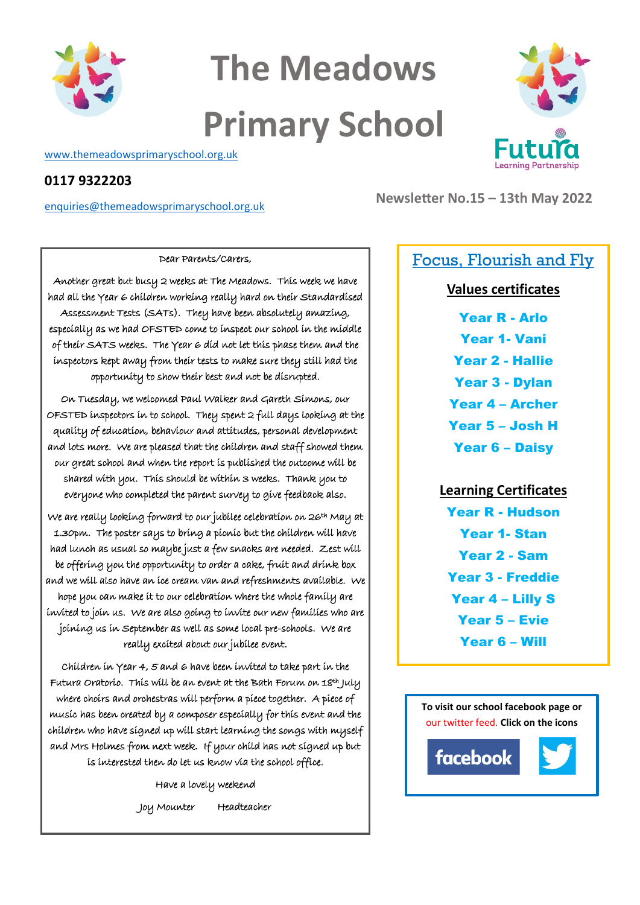# The Meadows Primary School

www.themeadowsprimaryschool.org.uk

**0117 9322203**

enquiries@themeadowsprimaryschool.org.uk

Futura Learning Partnership

**Newsletter No.15 – 13th May 2022**

Dear Parents/Carers,

Another great but busy 2 weeks at The Meadows. This week we have had all the Year 6 children working really hard on their Standardised Assessment Tests (SATs). They have been absolutely amazing, especially as we had OFSTED come to inspect our school in the middle of their SATS weeks. The Year 6 did not let this phase them and the inspectors kept away from their tests to make sure they still had the opportunity to show their best and not be disrupted.

On Tuesday, we welcomed Paul Walker and Gareth Simons, our OFSTED inspectors in to school. They spent 2 full days looking at the quality of education, behaviour and attitudes, personal development and lots more. We are pleased that the children and staff showed them our great school and when the report is published the outcome will be shared with you. This should be within 3 weeks. Thank you to everyone who completed the parent survey to give feedback also.

We are really looking forward to our jubilee celebration on 26th May at 1.30pm. The poster says to bring a picnic but the children will have had lunch as usual so maybe just a few snacks are needed. Zest will be offering you the opportunity to order a cake, fruit and drink box and we will also have an ice cream van and refreshments available. We hope you can make it to our celebration where the whole family are invited to join us. We are also going to invite our new families who are joining us in September as well as some local pre-schools. We are really excited about our jubilee event.

Children in Year 4, 5 and 6 have been invited to take part in the Futura Oratorio. This will be an event at the Bath Forum on 18th July where choirs and orchestras will perform a piece together. A piece of music has been created by a composer especially for this event and the children who have signed up will start learning the songs with myself and Mrs Holmes from next week. If your child has not signed up but is interested then do let us know via the school office.

Have a lovely weekend

Joy Mounter Headteacher

## Focus, Flourish and Fly

### Values certificates

**Year R - Arlo**
**Year 1- Vani**
**Year 2 - Hallie**
**Year 3 - Dylan**
**Year 4 – Archer**
**Year 5 – Josh H**
**Year 6 – Daisy**

### Learning Certificates

**Year R - Hudson**
**Year 1- Stan**
**Year 2 - Sam**
**Year 3 - Freddie**
**Year 4 – Lilly S**
**Year 5 – Evie**
**Year 6 – Will**

**To visit our school facebook page or** our twitter feed. **Click on the icons**

facebook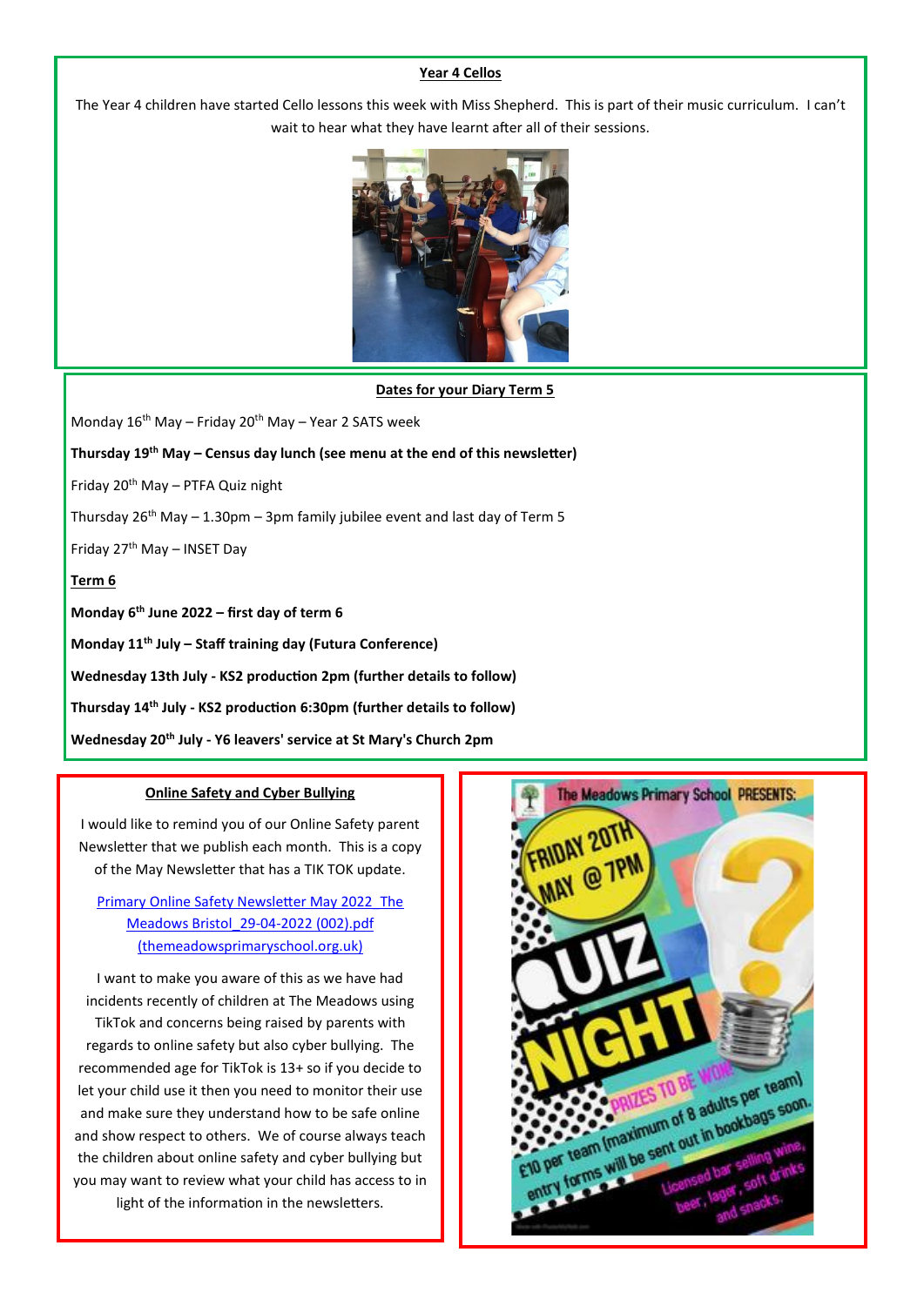## Year 4 Cellos

The Year 4 children have started Cello lessons this week with Miss Shepherd. This is part of their music curriculum. I can't wait to hear what they have learnt after all of their sessions.

## Dates for your Diary Term 5

Monday 16th May – Friday 20th May – Year 2 SATS week

**Thursday 19th May – Census day lunch (see menu at the end of this newsletter)**

Friday 20th May – PTFA Quiz night

Thursday 26th May – 1.30pm – 3pm family jubilee event and last day of Term 5

Friday 27th May – INSET Day

**Term 6**

**Monday 6th June 2022 – first day of term 6**

**Monday 11th July – Staff training day (Futura Conference)**

**Wednesday 13th July - KS2 production 2pm (further details to follow)**

**Thursday 14th July - KS2 production 6:30pm (further details to follow)**

**Wednesday 20th July - Y6 leavers' service at St Mary's Church 2pm**

## Online Safety and Cyber Bullying

I would like to remind you of our Online Safety parent Newsletter that we publish each month. This is a copy of the May Newsletter that has a TIK TOK update.

[Primary Online Safety Newsletter May 2022 The Meadows Bristol_29-04-2022 (002).pdf (themeadowsprimaryschool.org.uk)]

I want to make you aware of this as we have had incidents recently of children at The Meadows using TikTok and concerns being raised by parents with regards to online safety but also cyber bullying. The recommended age for TikTok is 13+ so if you decide to let your child use it then you need to monitor their use and make sure they understand how to be safe online and show respect to others. We of course always teach the children about online safety and cyber bullying but you may want to review what your child has access to in light of the information in the newsletters.

The Meadows Primary School PRESENTS:

FRIDAY 20TH MAY @ 7PM

QUIZ NIGHT

PRIZES TO BE WON

£10 per team (maximum of 8 adults per team) entry forms will be sent out in bookbags soon.

Licensed bar selling wine, beer, lager, soft drinks and snacks.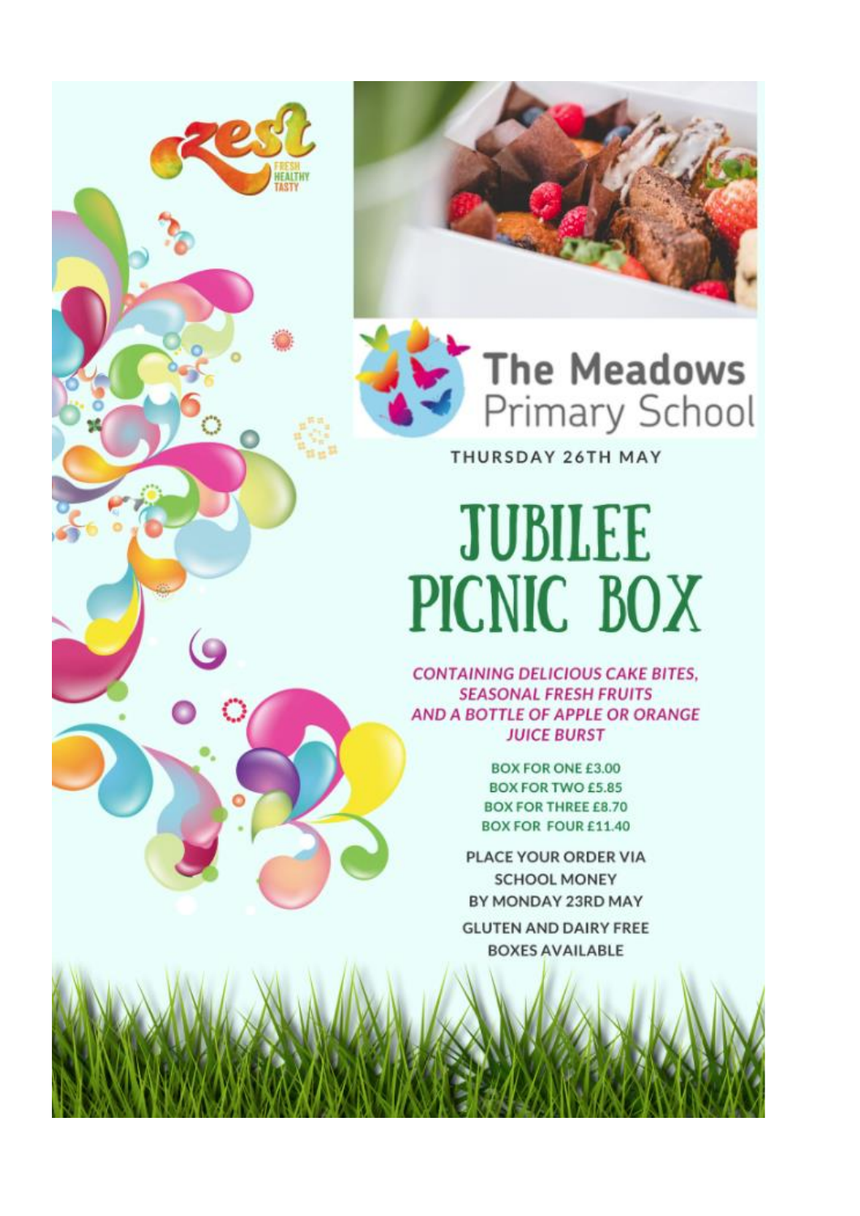zest

FRESH HEALTHY TASTY

The Meadows Primary School

THURSDAY 26TH MAY

# JUBILEE PICNIC BOX

***CONTAINING DELICIOUS CAKE BITES, SEASONAL FRESH FRUITS AND A BOTTLE OF APPLE OR ORANGE JUICE BURST***

BOX FOR ONE £3.00
BOX FOR TWO £5.85
BOX FOR THREE £8.70
BOX FOR FOUR £11.40

PLACE YOUR ORDER VIA SCHOOL MONEY BY MONDAY 23RD MAY

GLUTEN AND DAIRY FREE BOXES AVAILABLE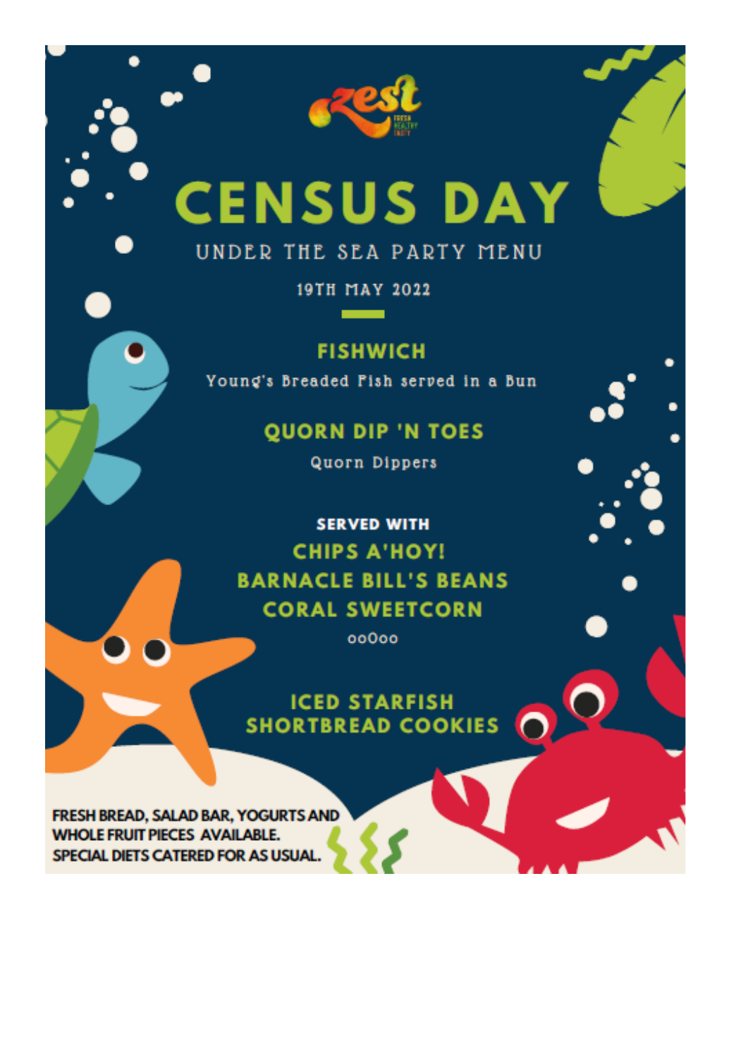zest

# CENSUS DAY

## UNDER THE SEA PARTY MENU

19TH MAY 2022

### FISHWICH

Young's Breaded Fish served in a Bun

### QUORN DIP 'N TOES

Quorn Dippers

**SERVED WITH**

**CHIPS A'HOY!**

**BARNACLE BILL'S BEANS**

**CORAL SWEETCORN**

ooOoo

### ICED STARFISH SHORTBREAD COOKIES

**FRESH BREAD, SALAD BAR, YOGURTS AND WHOLE FRUIT PIECES AVAILABLE.**
**SPECIAL DIETS CATERED FOR AS USUAL.**